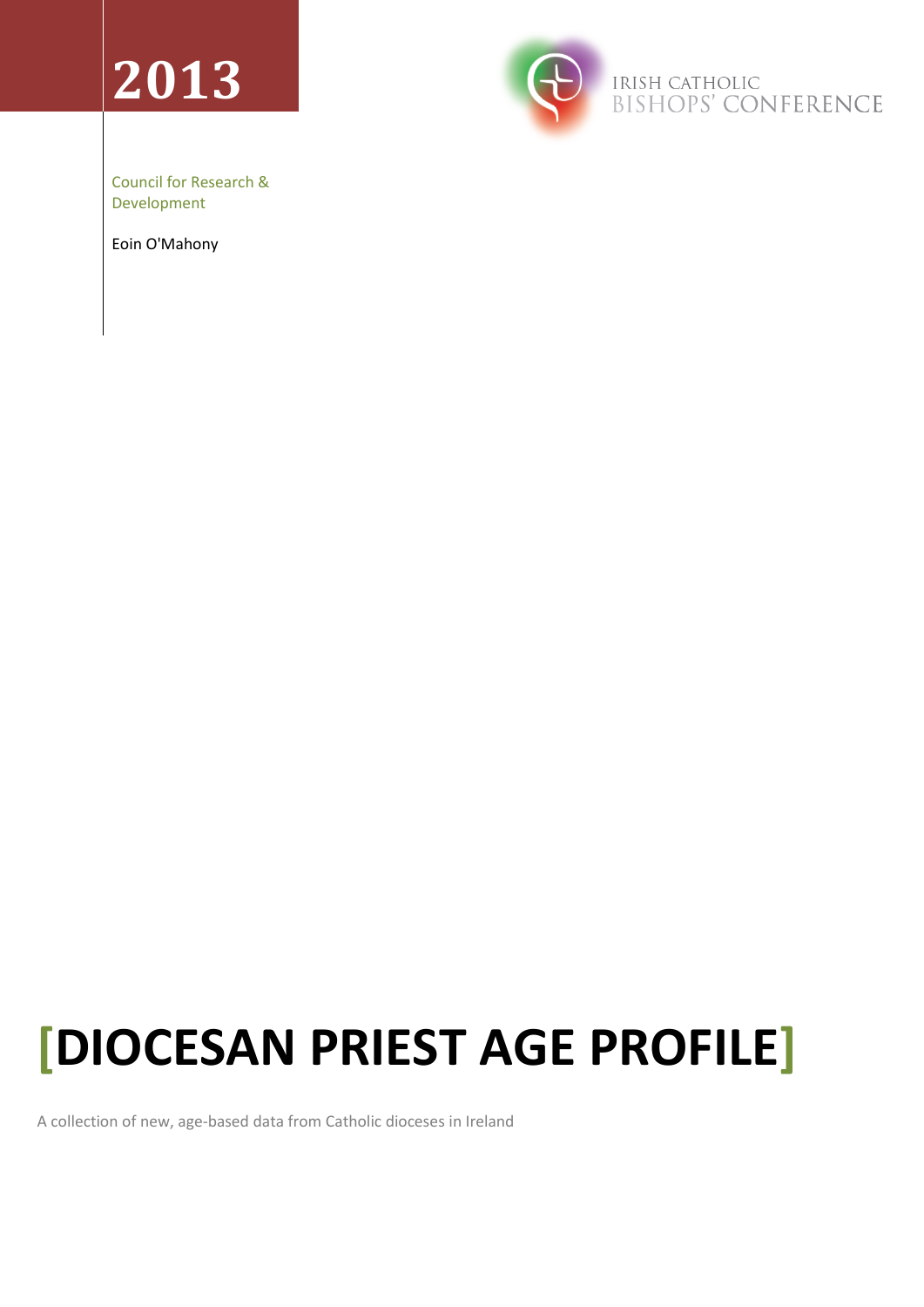2013

IRISH CATHOLIC BISHOPS' CONFERENCE

Council for Research & Development

Eoin O'Mahony

# [DIOCESAN PRIEST AGE PROFILE]

A collection of new, age-based data from Catholic dioceses in Ireland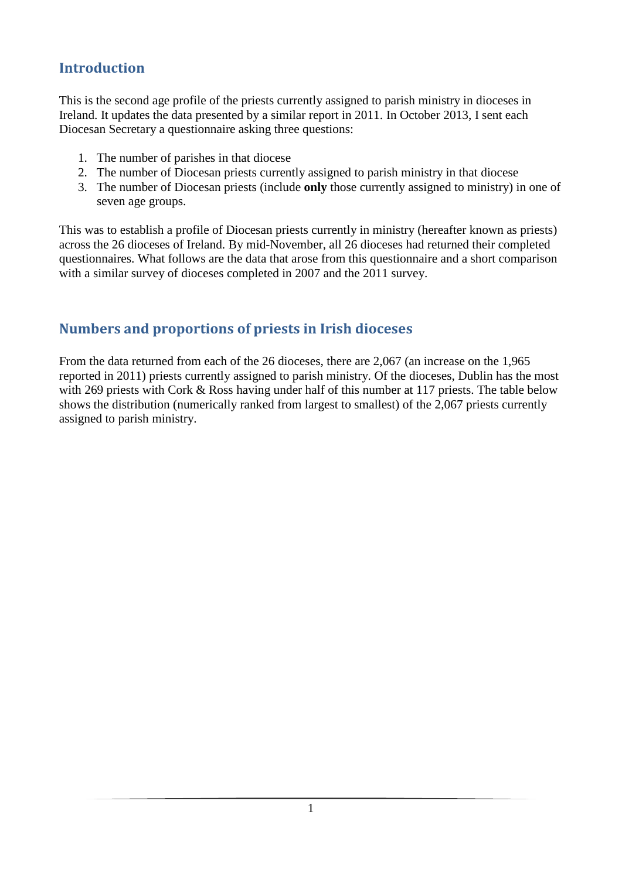## Introduction

This is the second age profile of the priests currently assigned to parish ministry in dioceses in Ireland. It updates the data presented by a similar report in 2011. In October 2013, I sent each Diocesan Secretary a questionnaire asking three questions:

1. The number of parishes in that diocese
2. The number of Diocesan priests currently assigned to parish ministry in that diocese
3. The number of Diocesan priests (include **only** those currently assigned to ministry) in one of seven age groups.

This was to establish a profile of Diocesan priests currently in ministry (hereafter known as priests) across the 26 dioceses of Ireland. By mid-November, all 26 dioceses had returned their completed questionnaires. What follows are the data that arose from this questionnaire and a short comparison with a similar survey of dioceses completed in 2007 and the 2011 survey.

## Numbers and proportions of priests in Irish dioceses

From the data returned from each of the 26 dioceses, there are 2,067 (an increase on the 1,965 reported in 2011) priests currently assigned to parish ministry. Of the dioceses, Dublin has the most with 269 priests with Cork & Ross having under half of this number at 117 priests. The table below shows the distribution (numerically ranked from largest to smallest) of the 2,067 priests currently assigned to parish ministry.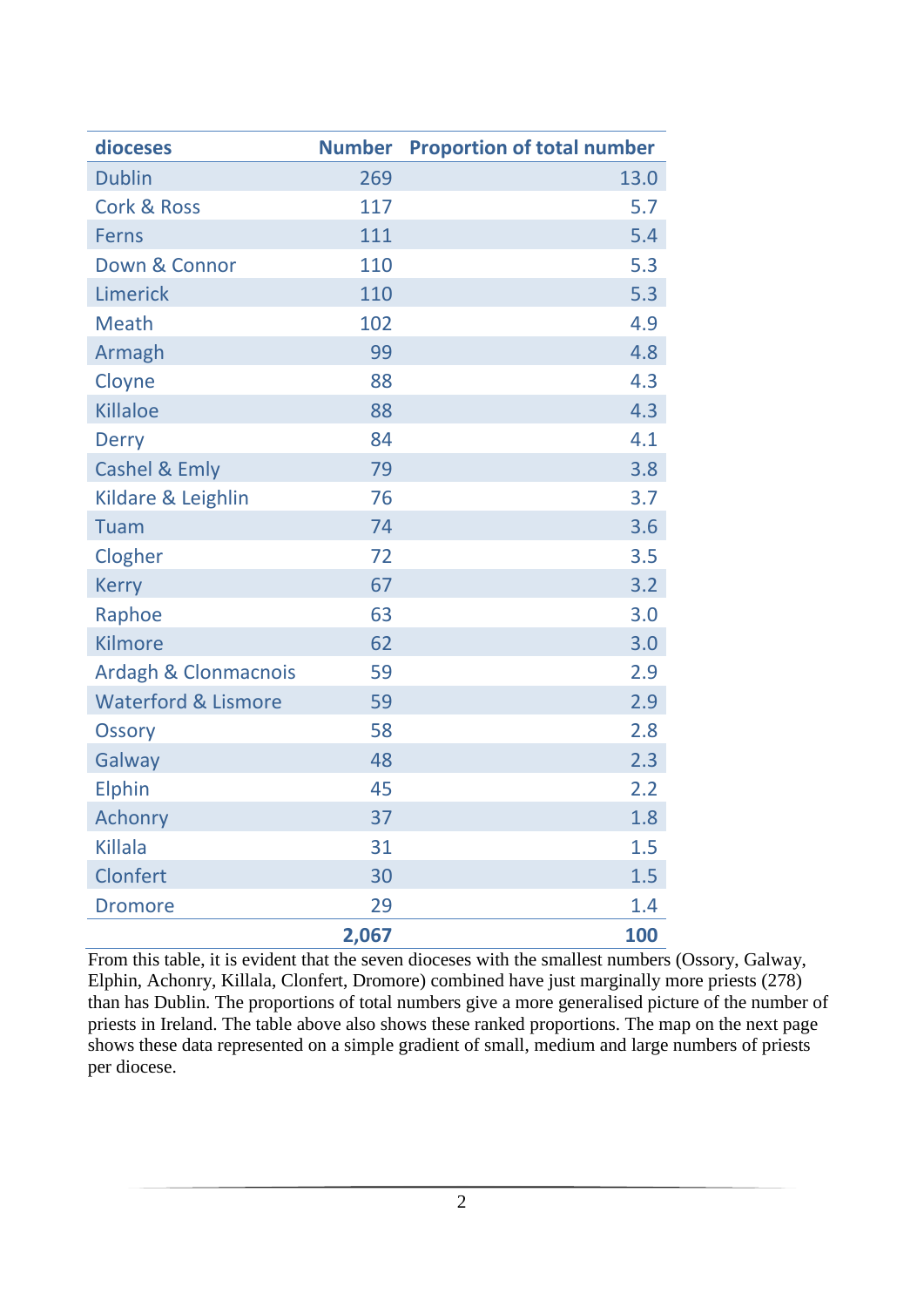| dioceses | Number | Proportion of total number |
|---|---|---|
| Dublin | 269 | 13.0 |
| Cork & Ross | 117 | 5.7 |
| Ferns | 111 | 5.4 |
| Down & Connor | 110 | 5.3 |
| Limerick | 110 | 5.3 |
| Meath | 102 | 4.9 |
| Armagh | 99 | 4.8 |
| Cloyne | 88 | 4.3 |
| Killaloe | 88 | 4.3 |
| Derry | 84 | 4.1 |
| Cashel & Emly | 79 | 3.8 |
| Kildare & Leighlin | 76 | 3.7 |
| Tuam | 74 | 3.6 |
| Clogher | 72 | 3.5 |
| Kerry | 67 | 3.2 |
| Raphoe | 63 | 3.0 |
| Kilmore | 62 | 3.0 |
| Ardagh & Clonmacnois | 59 | 2.9 |
| Waterford & Lismore | 59 | 2.9 |
| Ossory | 58 | 2.8 |
| Galway | 48 | 2.3 |
| Elphin | 45 | 2.2 |
| Achonry | 37 | 1.8 |
| Killala | 31 | 1.5 |
| Clonfert | 30 | 1.5 |
| Dromore | 29 | 1.4 |
| | **2,067** | **100** |

From this table, it is evident that the seven dioceses with the smallest numbers (Ossory, Galway, Elphin, Achonry, Killala, Clonfert, Dromore) combined have just marginally more priests (278) than has Dublin. The proportions of total numbers give a more generalised picture of the number of priests in Ireland. The table above also shows these ranked proportions. The map on the next page shows these data represented on a simple gradient of small, medium and large numbers of priests per diocese.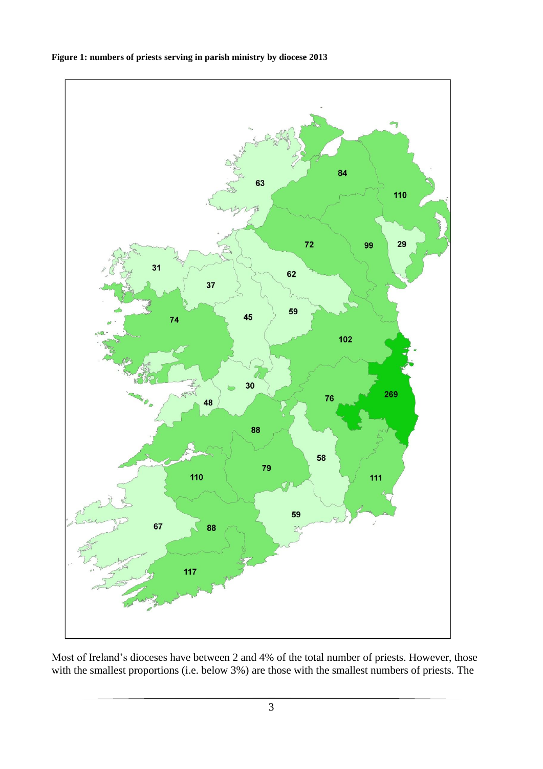**Figure 1: numbers of priests serving in parish ministry by diocese 2013**

Most of Ireland's dioceses have between 2 and 4% of the total number of priests. However, those with the smallest proportions (i.e. below 3%) are those with the smallest numbers of priests. The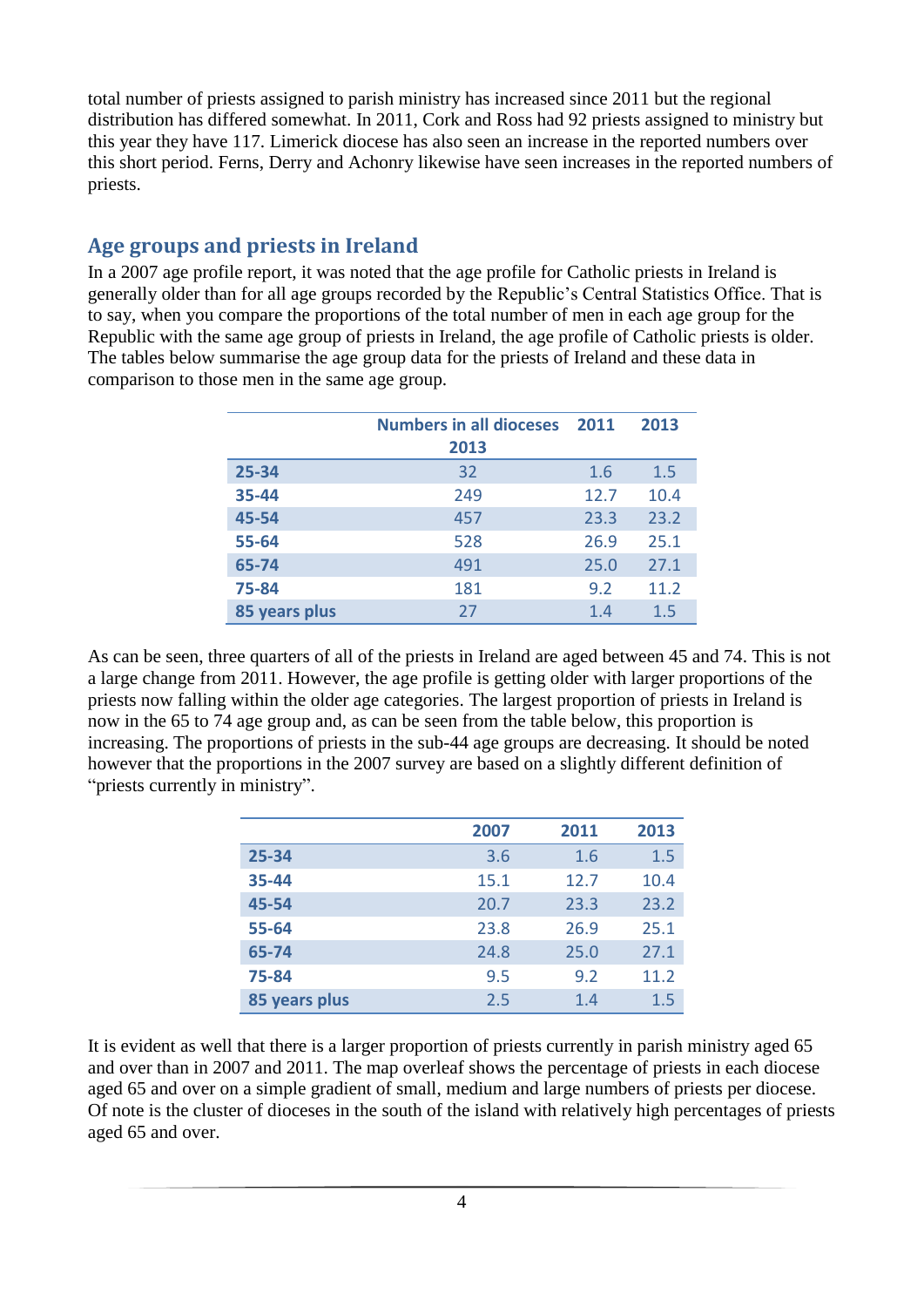total number of priests assigned to parish ministry has increased since 2011 but the regional distribution has differed somewhat. In 2011, Cork and Ross had 92 priests assigned to ministry but this year they have 117. Limerick diocese has also seen an increase in the reported numbers over this short period. Ferns, Derry and Achonry likewise have seen increases in the reported numbers of priests.

## Age groups and priests in Ireland

In a 2007 age profile report, it was noted that the age profile for Catholic priests in Ireland is generally older than for all age groups recorded by the Republic's Central Statistics Office. That is to say, when you compare the proportions of the total number of men in each age group for the Republic with the same age group of priests in Ireland, the age profile of Catholic priests is older. The tables below summarise the age group data for the priests of Ireland and these data in comparison to those men in the same age group.

| | Numbers in all dioceses 2013 | 2011 | 2013 |
|---|---|---|---|
| **25-34** | 32 | 1.6 | 1.5 |
| **35-44** | 249 | 12.7 | 10.4 |
| **45-54** | 457 | 23.3 | 23.2 |
| **55-64** | 528 | 26.9 | 25.1 |
| **65-74** | 491 | 25.0 | 27.1 |
| **75-84** | 181 | 9.2 | 11.2 |
| **85 years plus** | 27 | 1.4 | 1.5 |

As can be seen, three quarters of all of the priests in Ireland are aged between 45 and 74. This is not a large change from 2011. However, the age profile is getting older with larger proportions of the priests now falling within the older age categories. The largest proportion of priests in Ireland is now in the 65 to 74 age group and, as can be seen from the table below, this proportion is increasing. The proportions of priests in the sub-44 age groups are decreasing. It should be noted however that the proportions in the 2007 survey are based on a slightly different definition of "priests currently in ministry".

| | 2007 | 2011 | 2013 |
|---|---|---|---|
| **25-34** | 3.6 | 1.6 | 1.5 |
| **35-44** | 15.1 | 12.7 | 10.4 |
| **45-54** | 20.7 | 23.3 | 23.2 |
| **55-64** | 23.8 | 26.9 | 25.1 |
| **65-74** | 24.8 | 25.0 | 27.1 |
| **75-84** | 9.5 | 9.2 | 11.2 |
| **85 years plus** | 2.5 | 1.4 | 1.5 |

It is evident as well that there is a larger proportion of priests currently in parish ministry aged 65 and over than in 2007 and 2011. The map overleaf shows the percentage of priests in each diocese aged 65 and over on a simple gradient of small, medium and large numbers of priests per diocese. Of note is the cluster of dioceses in the south of the island with relatively high percentages of priests aged 65 and over.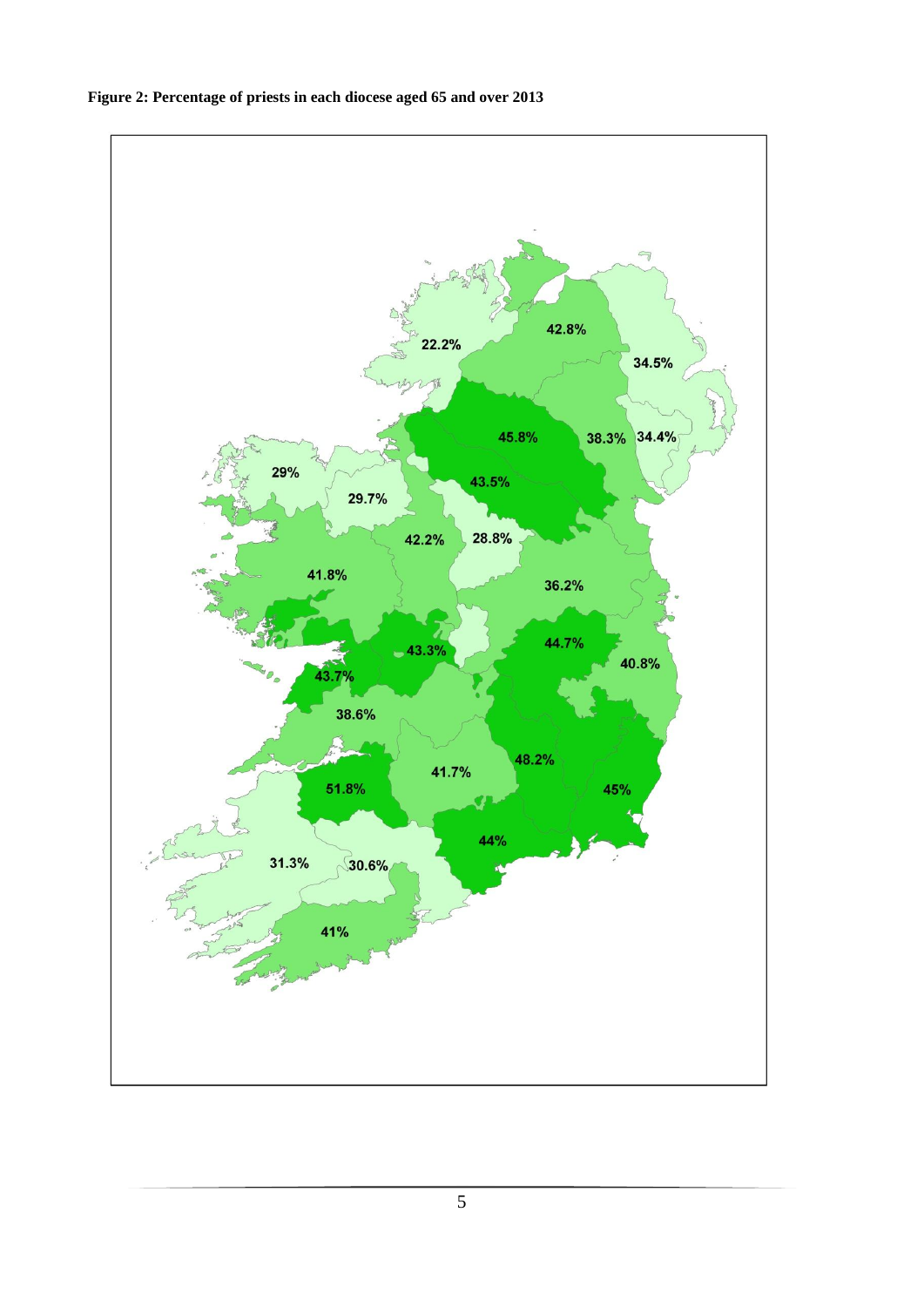**Figure 2: Percentage of priests in each diocese aged 65 and over 2013**

42.8%
22.2%
34.5%
45.8%
38.3%
34.4%
29%
43.5%
29.7%
42.2%
28.8%
41.8%
36.2%
43.3%
44.7%
40.8%
43.7%
38.6%
48.2%
41.7%
51.8%
45%
44%
31.3%
30.6%
41%